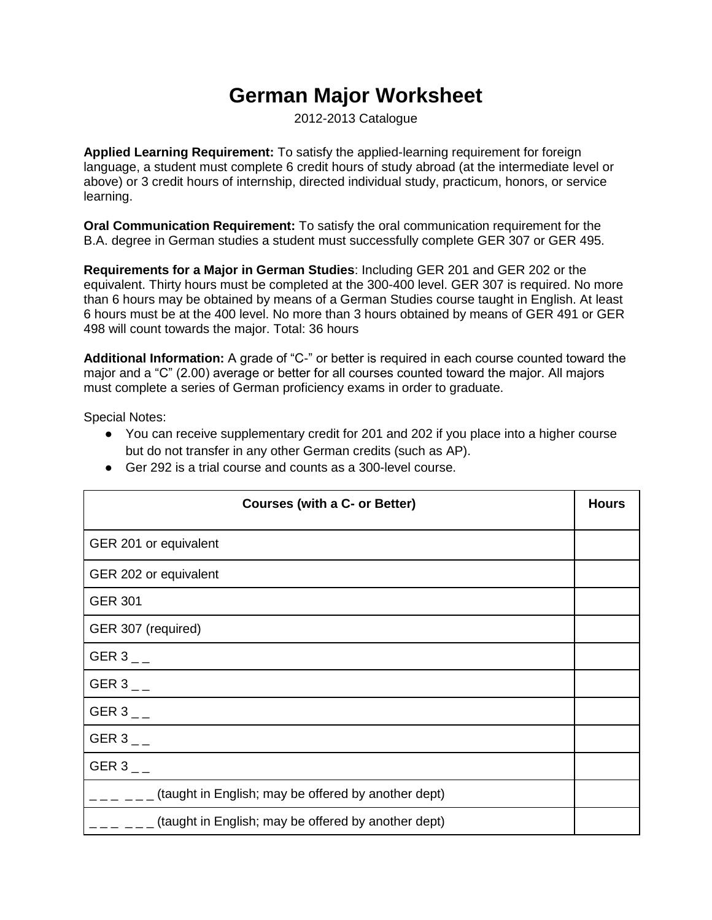# German Major Worksheet

2012-2013 Catalogue

**Applied Learning Requirement:** To satisfy the applied-learning requirement for foreign language, a student must complete 6 credit hours of study abroad (at the intermediate level or above) or 3 credit hours of internship, directed individual study, practicum, honors, or service learning.

**Oral Communication Requirement:** To satisfy the oral communication requirement for the B.A. degree in German studies a student must successfully complete GER 307 or GER 495.

**Requirements for a Major in German Studies**: Including GER 201 and GER 202 or the equivalent. Thirty hours must be completed at the 300-400 level. GER 307 is required. No more than 6 hours may be obtained by means of a German Studies course taught in English. At least 6 hours must be at the 400 level. No more than 3 hours obtained by means of GER 491 or GER 498 will count towards the major. Total: 36 hours

**Additional Information:** A grade of "C-" or better is required in each course counted toward the major and a "C" (2.00) average or better for all courses counted toward the major. All majors must complete a series of German proficiency exams in order to graduate.

Special Notes:

- You can receive supplementary credit for 201 and 202 if you place into a higher course but do not transfer in any other German credits (such as AP).
- Ger 292 is a trial course and counts as a 300-level course.

| Courses (with a C- or Better) | Hours |
|---|---|
| GER 201 or equivalent | |
| GER 202 or equivalent | |
| GER 301 | |
| GER 307 (required) | |
| GER 3 _ _ | |
| GER 3 _ _ | |
| GER 3 _ _ | |
| GER 3 _ _ | |
| GER 3 _ _ | |
| _ _ _ _ _ _ (taught in English; may be offered by another dept) | |
| _ _ _ _ _ _ (taught in English; may be offered by another dept) | |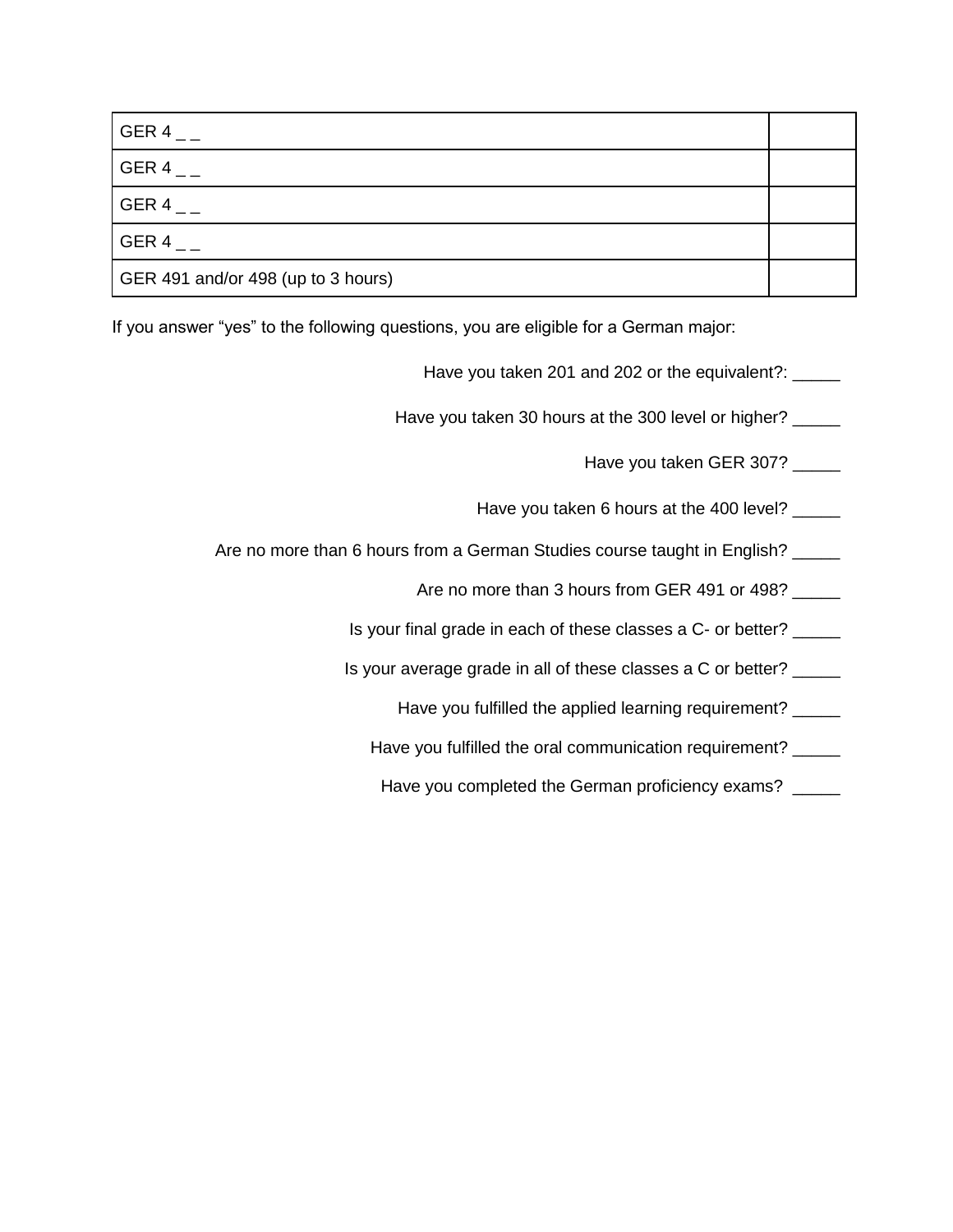| | |
|---|---|
| GER 4 _ _ | |
| GER 4 _ _ | |
| GER 4 _ _ | |
| GER 4 _ _ | |
| GER 491 and/or 498 (up to 3 hours) | |

If you answer "yes" to the following questions, you are eligible for a German major:

Have you taken 201 and 202 or the equivalent?: _____

Have you taken 30 hours at the 300 level or higher? _____

Have you taken GER 307? _____

Have you taken 6 hours at the 400 level? _____

Are no more than 6 hours from a German Studies course taught in English? _____

Are no more than 3 hours from GER 491 or 498? _____

Is your final grade in each of these classes a C- or better? _____

Is your average grade in all of these classes a C or better? _____

Have you fulfilled the applied learning requirement? _____

Have you fulfilled the oral communication requirement? _____

Have you completed the German proficiency exams? _____